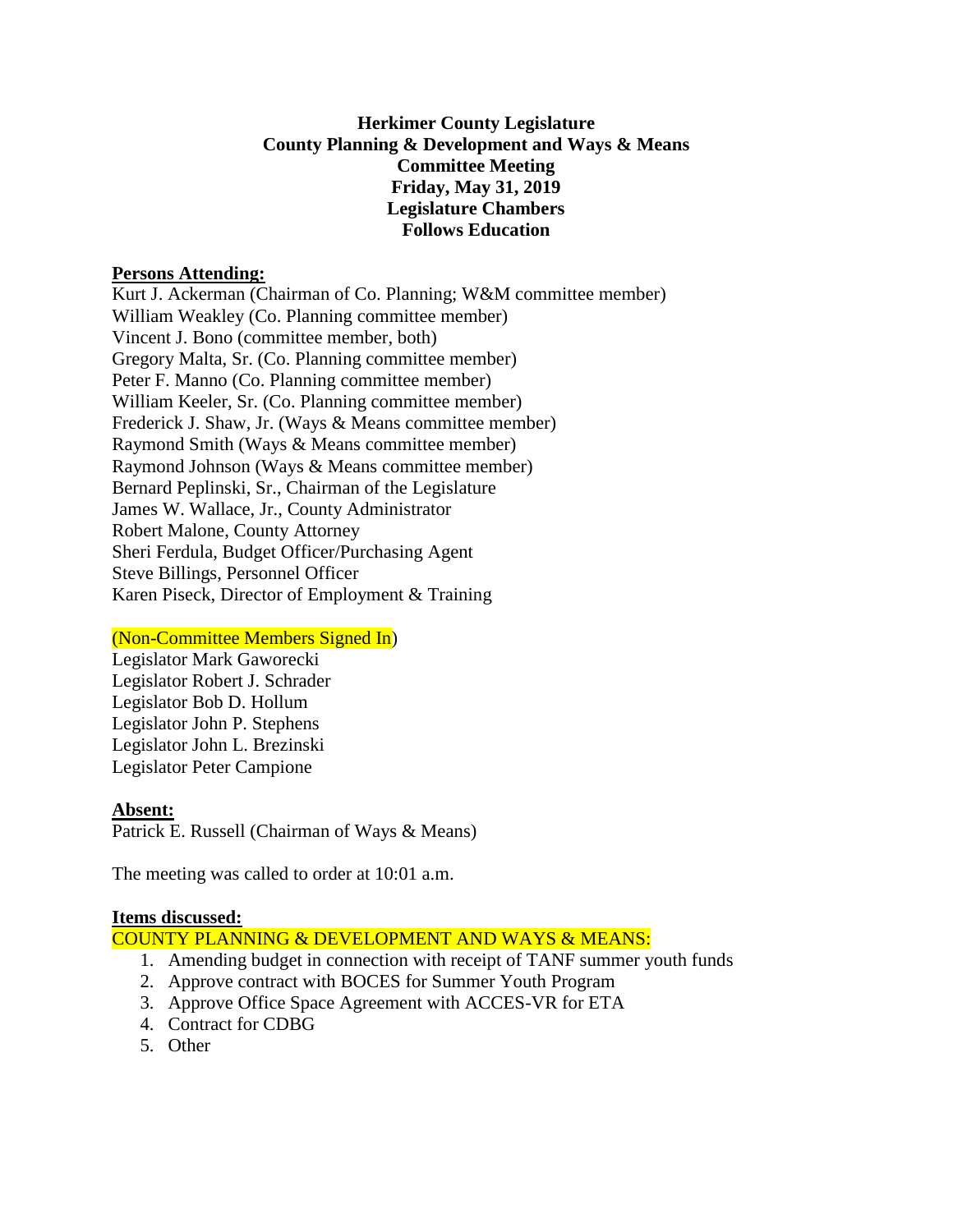**Herkimer County Legislature**
**County Planning & Development and Ways & Means**
**Committee Meeting**
**Friday, May 31, 2019**
**Legislature Chambers**
**Follows Education**

**Persons Attending:**

Kurt J. Ackerman (Chairman of Co. Planning; W&M committee member)
William Weakley (Co. Planning committee member)
Vincent J. Bono (committee member, both)
Gregory Malta, Sr. (Co. Planning committee member)
Peter F. Manno (Co. Planning committee member)
William Keeler, Sr. (Co. Planning committee member)
Frederick J. Shaw, Jr. (Ways & Means committee member)
Raymond Smith (Ways & Means committee member)
Raymond Johnson (Ways & Means committee member)
Bernard Peplinski, Sr., Chairman of the Legislature
James W. Wallace, Jr., County Administrator
Robert Malone, County Attorney
Sheri Ferdula, Budget Officer/Purchasing Agent
Steve Billings, Personnel Officer
Karen Piseck, Director of Employment & Training

(Non-Committee Members Signed In)

Legislator Mark Gaworecki
Legislator Robert J. Schrader
Legislator Bob D. Hollum
Legislator John P. Stephens
Legislator John L. Brezinski
Legislator Peter Campione

**Absent:**

Patrick E. Russell (Chairman of Ways & Means)

The meeting was called to order at 10:01 a.m.

**Items discussed:**

COUNTY PLANNING & DEVELOPMENT AND WAYS & MEANS:

1. Amending budget in connection with receipt of TANF summer youth funds
2. Approve contract with BOCES for Summer Youth Program
3. Approve Office Space Agreement with ACCES-VR for ETA
4. Contract for CDBG
5. Other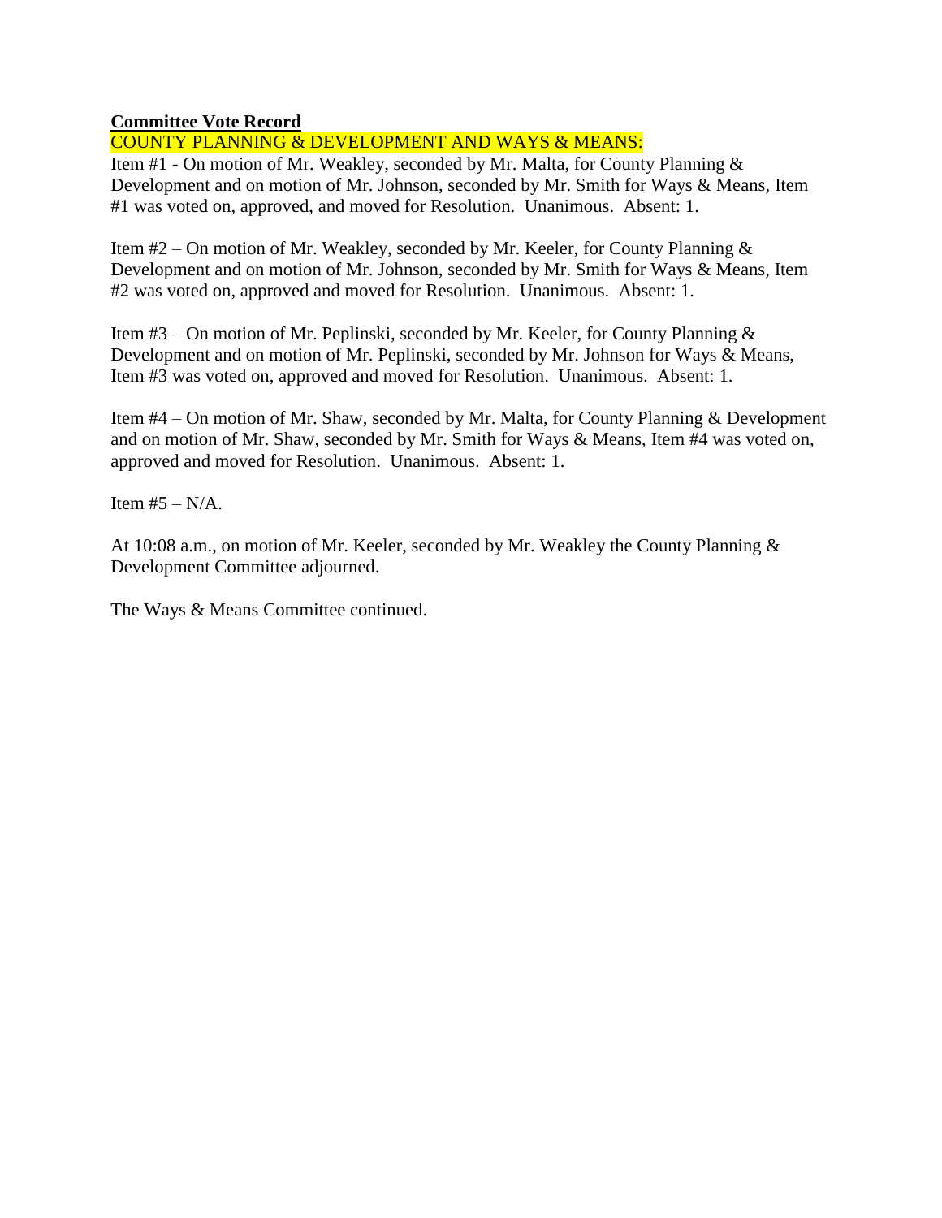**Committee Vote Record**

COUNTY PLANNING & DEVELOPMENT AND WAYS & MEANS:

Item #1 - On motion of Mr. Weakley, seconded by Mr. Malta, for County Planning & Development and on motion of Mr. Johnson, seconded by Mr. Smith for Ways & Means, Item #1 was voted on, approved, and moved for Resolution. Unanimous. Absent: 1.

Item #2 – On motion of Mr. Weakley, seconded by Mr. Keeler, for County Planning & Development and on motion of Mr. Johnson, seconded by Mr. Smith for Ways & Means, Item #2 was voted on, approved and moved for Resolution. Unanimous. Absent: 1.

Item #3 – On motion of Mr. Peplinski, seconded by Mr. Keeler, for County Planning & Development and on motion of Mr. Peplinski, seconded by Mr. Johnson for Ways & Means, Item #3 was voted on, approved and moved for Resolution. Unanimous. Absent: 1.

Item #4 – On motion of Mr. Shaw, seconded by Mr. Malta, for County Planning & Development and on motion of Mr. Shaw, seconded by Mr. Smith for Ways & Means, Item #4 was voted on, approved and moved for Resolution. Unanimous. Absent: 1.

Item #5 – N/A.

At 10:08 a.m., on motion of Mr. Keeler, seconded by Mr. Weakley the County Planning & Development Committee adjourned.

The Ways & Means Committee continued.